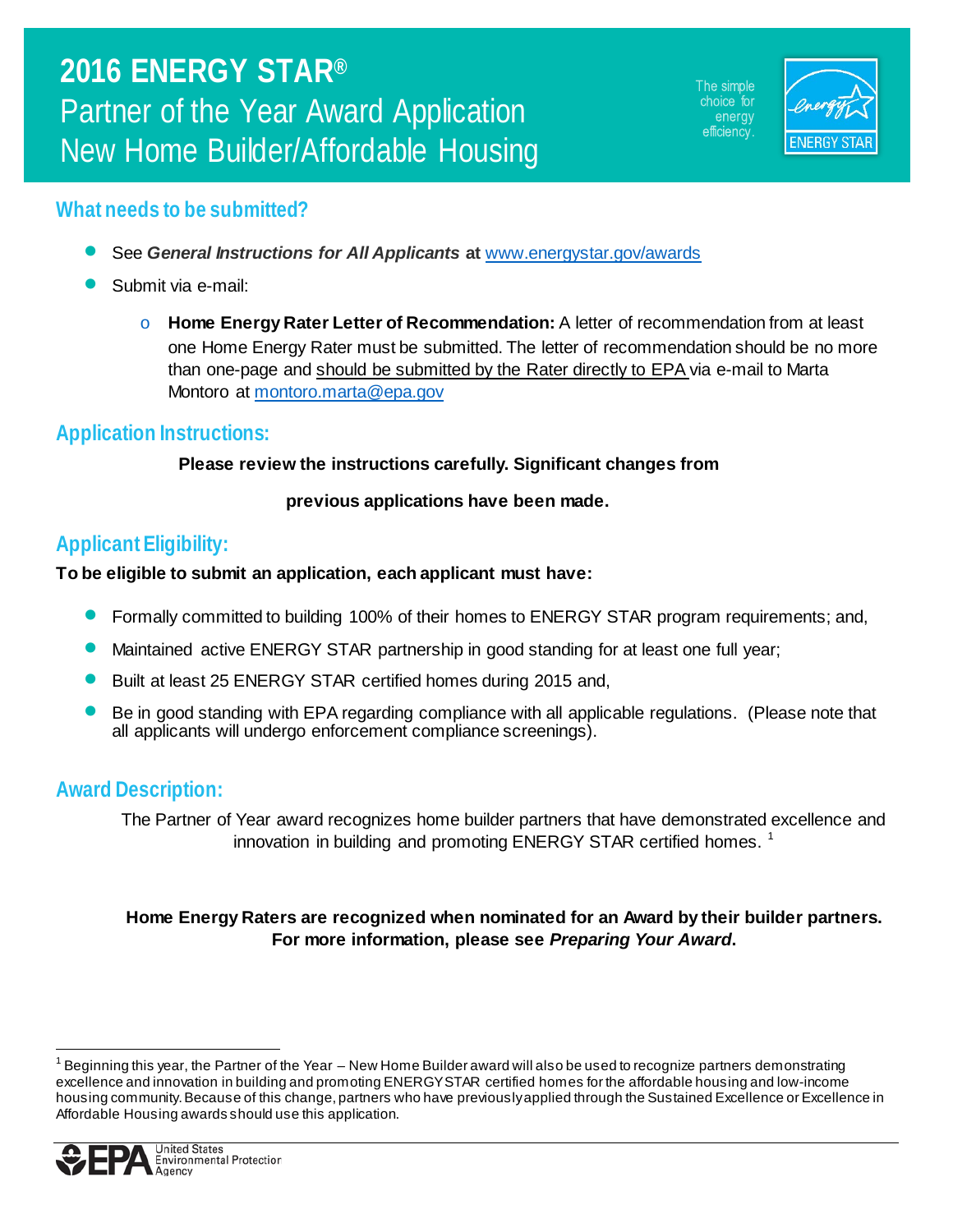# 2016 ENERGY STAR®
# Partner of the Year Award Application
# New Home Builder/Affordable Housing

The simple choice for energy efficiency.

## What needs to be submitted?

- See ***General Instructions for All Applicants*** **at** www.energystar.gov/awards
- Submit via e-mail:
  - **Home Energy Rater Letter of Recommendation:** A letter of recommendation from at least one Home Energy Rater must be submitted. The letter of recommendation should be no more than one-page and should be submitted by the Rater directly to EPA via e-mail to Marta Montoro at montoro.marta@epa.gov

## Application Instructions:

**Please review the instructions carefully. Significant changes from previous applications have been made.**

## Applicant Eligibility:

**To be eligible to submit an application, each applicant must have:**

- Formally committed to building 100% of their homes to ENERGY STAR program requirements; and,
- Maintained active ENERGY STAR partnership in good standing for at least one full year;
- Built at least 25 ENERGY STAR certified homes during 2015 and,
- Be in good standing with EPA regarding compliance with all applicable regulations. (Please note that all applicants will undergo enforcement compliance screenings).

## Award Description:

The Partner of Year award recognizes home builder partners that have demonstrated excellence and innovation in building and promoting ENERGY STAR certified homes. [1]

**Home Energy Raters are recognized when nominated for an Award by their builder partners. For more information, please see *Preparing Your Award*.**

[1] Beginning this year, the Partner of the Year – New Home Builder award will also be used to recognize partners demonstrating excellence and innovation in building and promoting ENERGY STAR certified homes for the affordable housing and low-income housing community. Because of this change, partners who have previously applied through the Sustained Excellence or Excellence in Affordable Housing awards should use this application.

EPA United States Environmental Protection Agency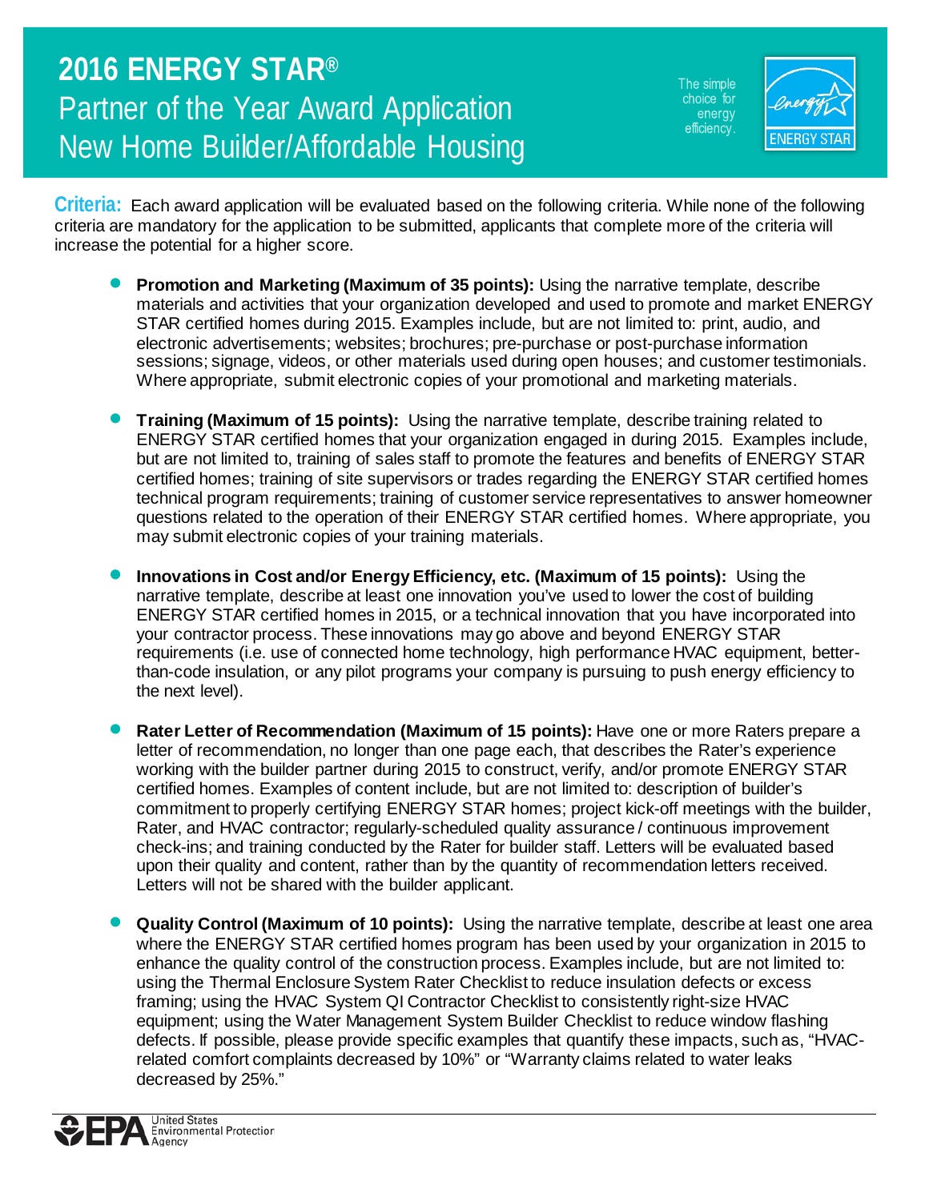# 2016 ENERGY STAR®

## Partner of the Year Award Application
## New Home Builder/Affordable Housing

The simple choice for energy efficiency.

**Criteria:** Each award application will be evaluated based on the following criteria. While none of the following criteria are mandatory for the application to be submitted, applicants that complete more of the criteria will increase the potential for a higher score.

- **Promotion and Marketing (Maximum of 35 points):** Using the narrative template, describe materials and activities that your organization developed and used to promote and market ENERGY STAR certified homes during 2015. Examples include, but are not limited to: print, audio, and electronic advertisements; websites; brochures; pre-purchase or post-purchase information sessions; signage, videos, or other materials used during open houses; and customer testimonials. Where appropriate, submit electronic copies of your promotional and marketing materials.

- **Training (Maximum of 15 points):** Using the narrative template, describe training related to ENERGY STAR certified homes that your organization engaged in during 2015. Examples include, but are not limited to, training of sales staff to promote the features and benefits of ENERGY STAR certified homes; training of site supervisors or trades regarding the ENERGY STAR certified homes technical program requirements; training of customer service representatives to answer homeowner questions related to the operation of their ENERGY STAR certified homes. Where appropriate, you may submit electronic copies of your training materials.

- **Innovations in Cost and/or Energy Efficiency, etc. (Maximum of 15 points):** Using the narrative template, describe at least one innovation you've used to lower the cost of building ENERGY STAR certified homes in 2015, or a technical innovation that you have incorporated into your contractor process. These innovations may go above and beyond ENERGY STAR requirements (i.e. use of connected home technology, high performance HVAC equipment, better-than-code insulation, or any pilot programs your company is pursuing to push energy efficiency to the next level).

- **Rater Letter of Recommendation (Maximum of 15 points):** Have one or more Raters prepare a letter of recommendation, no longer than one page each, that describes the Rater's experience working with the builder partner during 2015 to construct, verify, and/or promote ENERGY STAR certified homes. Examples of content include, but are not limited to: description of builder's commitment to properly certifying ENERGY STAR homes; project kick-off meetings with the builder, Rater, and HVAC contractor; regularly-scheduled quality assurance / continuous improvement check-ins; and training conducted by the Rater for builder staff. Letters will be evaluated based upon their quality and content, rather than by the quantity of recommendation letters received. Letters will not be shared with the builder applicant.

- **Quality Control (Maximum of 10 points):** Using the narrative template, describe at least one area where the ENERGY STAR certified homes program has been used by your organization in 2015 to enhance the quality control of the construction process. Examples include, but are not limited to: using the Thermal Enclosure System Rater Checklist to reduce insulation defects or excess framing; using the HVAC System QI Contractor Checklist to consistently right-size HVAC equipment; using the Water Management System Builder Checklist to reduce window flashing defects. If possible, please provide specific examples that quantify these impacts, such as, "HVAC-related comfort complaints decreased by 10%" or "Warranty claims related to water leaks decreased by 25%."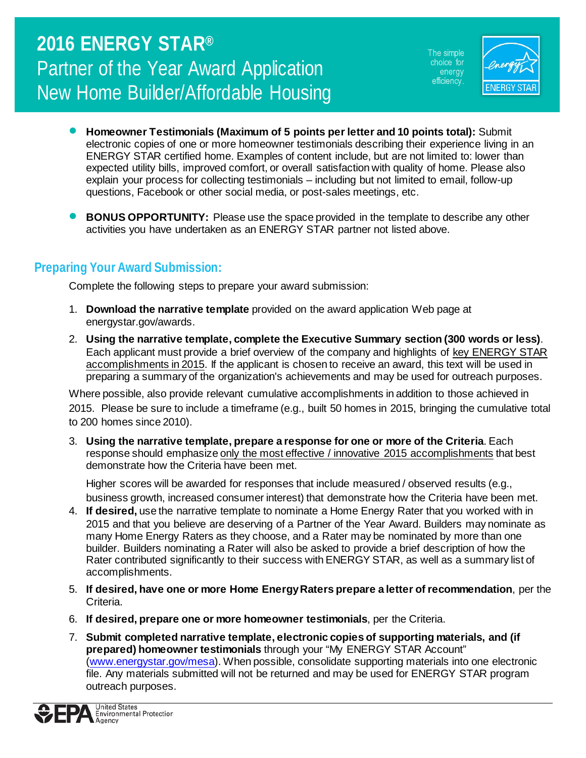- **Homeowner Testimonials (Maximum of 5 points per letter and 10 points total):** Submit electronic copies of one or more homeowner testimonials describing their experience living in an ENERGY STAR certified home. Examples of content include, but are not limited to: lower than expected utility bills, improved comfort, or overall satisfaction with quality of home. Please also explain your process for collecting testimonials – including but not limited to email, follow-up questions, Facebook or other social media, or post-sales meetings, etc.

- **BONUS OPPORTUNITY:** Please use the space provided in the template to describe any other activities you have undertaken as an ENERGY STAR partner not listed above.

## Preparing Your Award Submission:

Complete the following steps to prepare your award submission:

1. **Download the narrative template** provided on the award application Web page at energystar.gov/awards.
2. **Using the narrative template, complete the Executive Summary section (300 words or less)**. Each applicant must provide a brief overview of the company and highlights of key ENERGY STAR accomplishments in 2015. If the applicant is chosen to receive an award, this text will be used in preparing a summary of the organization's achievements and may be used for outreach purposes.

Where possible, also provide relevant cumulative accomplishments in addition to those achieved in 2015. Please be sure to include a timeframe (e.g., built 50 homes in 2015, bringing the cumulative total to 200 homes since 2010).

3. **Using the narrative template, prepare a response for one or more of the Criteria**. Each response should emphasize only the most effective / innovative 2015 accomplishments that best demonstrate how the Criteria have been met.

   Higher scores will be awarded for responses that include measured / observed results (e.g., business growth, increased consumer interest) that demonstrate how the Criteria have been met.
4. **If desired,** use the narrative template to nominate a Home Energy Rater that you worked with in 2015 and that you believe are deserving of a Partner of the Year Award. Builders may nominate as many Home Energy Raters as they choose, and a Rater may be nominated by more than one builder. Builders nominating a Rater will also be asked to provide a brief description of how the Rater contributed significantly to their success with ENERGY STAR, as well as a summary list of accomplishments.
5. **If desired, have one or more Home Energy Raters prepare a letter of recommendation**, per the Criteria.
6. **If desired, prepare one or more homeowner testimonials**, per the Criteria.
7. **Submit completed narrative template, electronic copies of supporting materials, and (if prepared) homeowner testimonials** through your "My ENERGY STAR Account" (www.energystar.gov/mesa). When possible, consolidate supporting materials into one electronic file. Any materials submitted will not be returned and may be used for ENERGY STAR program outreach purposes.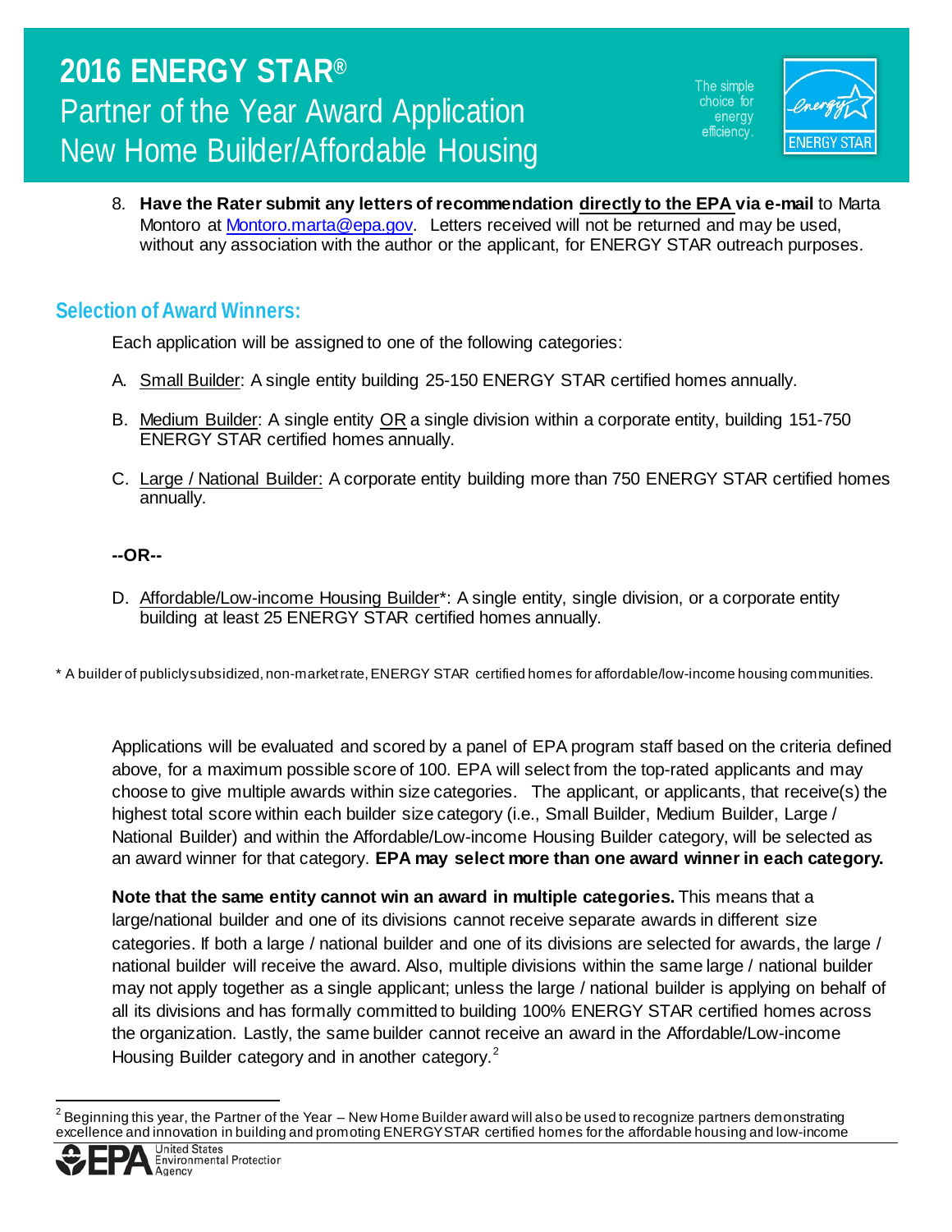8. **Have the Rater submit any letters of recommendation directly to the EPA via e-mail** to Marta Montoro at Montoro.marta@epa.gov. Letters received will not be returned and may be used, without any association with the author or the applicant, for ENERGY STAR outreach purposes.

## Selection of Award Winners:

Each application will be assigned to one of the following categories:

A. Small Builder: A single entity building 25-150 ENERGY STAR certified homes annually.

B. Medium Builder: A single entity OR a single division within a corporate entity, building 151-750 ENERGY STAR certified homes annually.

C. Large / National Builder: A corporate entity building more than 750 ENERGY STAR certified homes annually.

**--OR--**

D. Affordable/Low-income Housing Builder*: A single entity, single division, or a corporate entity building at least 25 ENERGY STAR certified homes annually.

* A builder of publicly subsidized, non-market rate, ENERGY STAR certified homes for affordable/low-income housing communities.

Applications will be evaluated and scored by a panel of EPA program staff based on the criteria defined above, for a maximum possible score of 100. EPA will select from the top-rated applicants and may choose to give multiple awards within size categories. The applicant, or applicants, that receive(s) the highest total score within each builder size category (i.e., Small Builder, Medium Builder, Large / National Builder) and within the Affordable/Low-income Housing Builder category, will be selected as an award winner for that category. **EPA may select more than one award winner in each category.**

**Note that the same entity cannot win an award in multiple categories.** This means that a large/national builder and one of its divisions cannot receive separate awards in different size categories. If both a large / national builder and one of its divisions are selected for awards, the large / national builder will receive the award. Also, multiple divisions within the same large / national builder may not apply together as a single applicant; unless the large / national builder is applying on behalf of all its divisions and has formally committed to building 100% ENERGY STAR certified homes across the organization. Lastly, the same builder cannot receive an award in the Affordable/Low-income Housing Builder category and in another category.[2]

[2] Beginning this year, the Partner of the Year – New Home Builder award will also be used to recognize partners demonstrating excellence and innovation in building and promoting ENERGY STAR certified homes for the affordable housing and low-income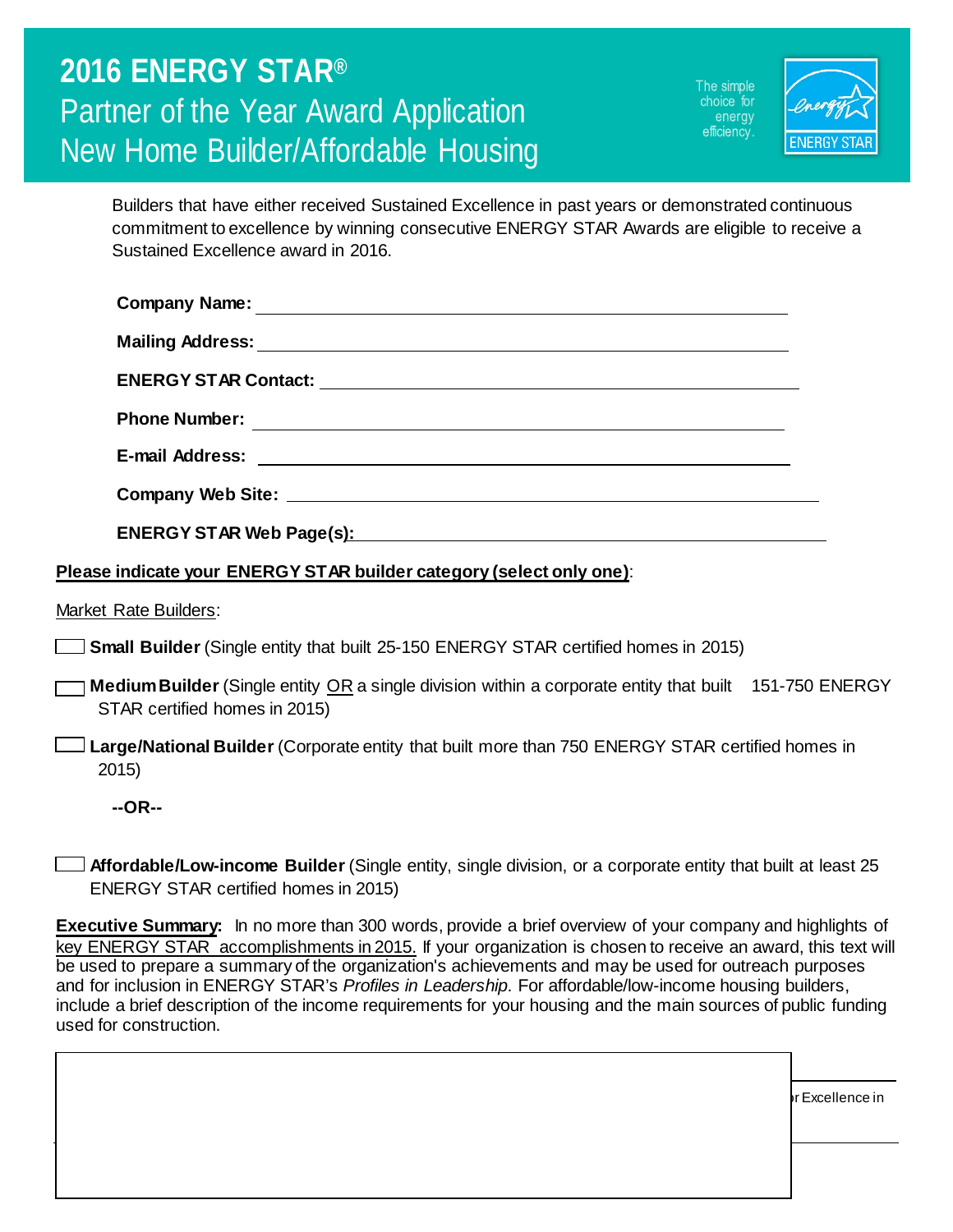# 2016 ENERGY STAR®

## Partner of the Year Award Application
## New Home Builder/Affordable Housing

The simple choice for energy efficiency.

Builders that have either received Sustained Excellence in past years or demonstrated continuous commitment to excellence by winning consecutive ENERGY STAR Awards are eligible to receive a Sustained Excellence award in 2016.

**Company Name:** ____________________

**Mailing Address:** ____________________

**ENERGY STAR Contact:** ____________________

**Phone Number:** ____________________

**E-mail Address:** ____________________

**Company Web Site:** ____________________

**ENERGY STAR Web Page(s):** ____________________

**Please indicate your ENERGY STAR builder category (select only one)**:

Market Rate Builders:

☐ **Small Builder** (Single entity that built 25-150 ENERGY STAR certified homes in 2015)

☐ **Medium Builder** (Single entity OR a single division within a corporate entity that built 151-750 ENERGY STAR certified homes in 2015)

☐ **Large/National Builder** (Corporate entity that built more than 750 ENERGY STAR certified homes in 2015)

**--OR--**

☐ **Affordable/Low-income Builder** (Single entity, single division, or a corporate entity that built at least 25 ENERGY STAR certified homes in 2015)

**Executive Summary:** In no more than 300 words, provide a brief overview of your company and highlights of key ENERGY STAR accomplishments in 2015. If your organization is chosen to receive an award, this text will be used to prepare a summary of the organization's achievements and may be used for outreach purposes and for inclusion in ENERGY STAR's *Profiles in Leadership*. For affordable/low-income housing builders, include a brief description of the income requirements for your housing and the main sources of public funding used for construction.

| |
|---|
| |

r Excellence in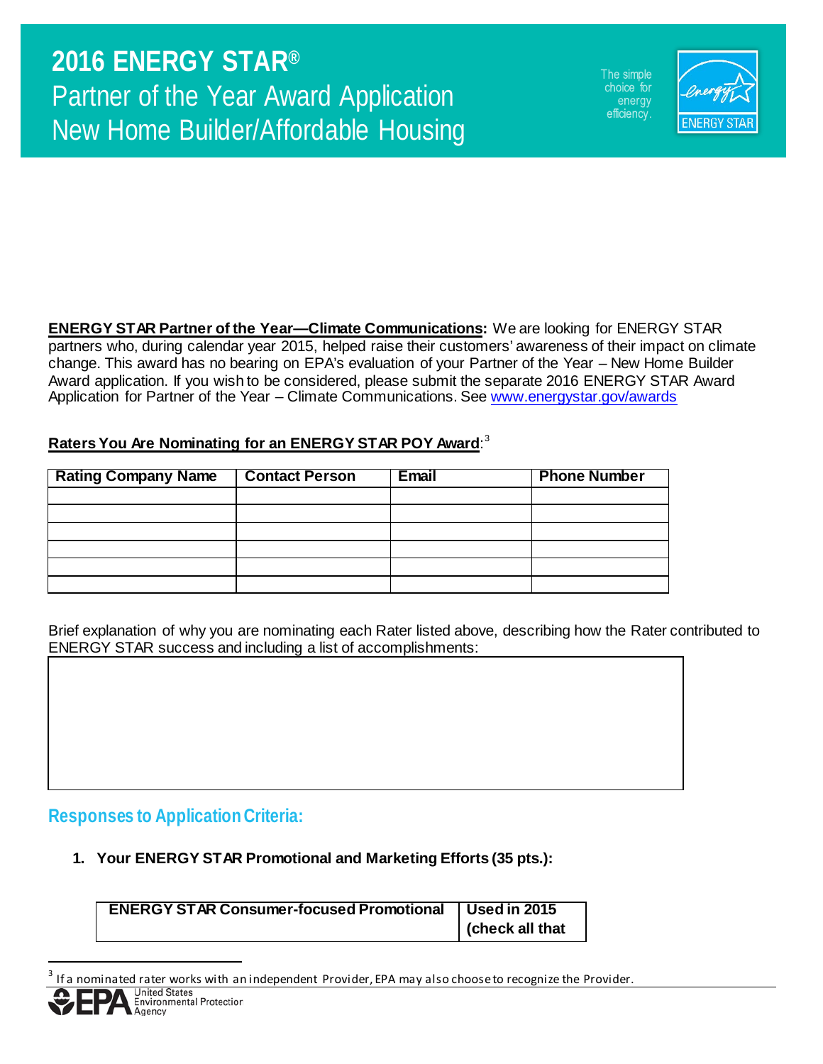# 2016 ENERGY STAR®
## Partner of the Year Award Application
## New Home Builder/Affordable Housing

**ENERGY STAR Partner of the Year—Climate Communications:** We are looking for ENERGY STAR partners who, during calendar year 2015, helped raise their customers' awareness of their impact on climate change. This award has no bearing on EPA's evaluation of your Partner of the Year – New Home Builder Award application. If you wish to be considered, please submit the separate 2016 ENERGY STAR Award Application for Partner of the Year – Climate Communications. See www.energystar.gov/awards

**Raters You Are Nominating for an ENERGY STAR POY Award**:[3]

| Rating Company Name | Contact Person | Email | Phone Number |
| --- | --- | --- | --- |
| | | | |
| | | | |
| | | | |
| | | | |
| | | | |
| | | | |

Brief explanation of why you are nominating each Rater listed above, describing how the Rater contributed to ENERGY STAR success and including a list of accomplishments:

| |
| --- |
| |

## Responses to Application Criteria:

1. **Your ENERGY STAR Promotional and Marketing Efforts (35 pts.):**

| ENERGY STAR Consumer-focused Promotional | Used in 2015 (check all that |
| --- | --- |

[3] If a nominated rater works with an independent Provider, EPA may also choose to recognize the Provider.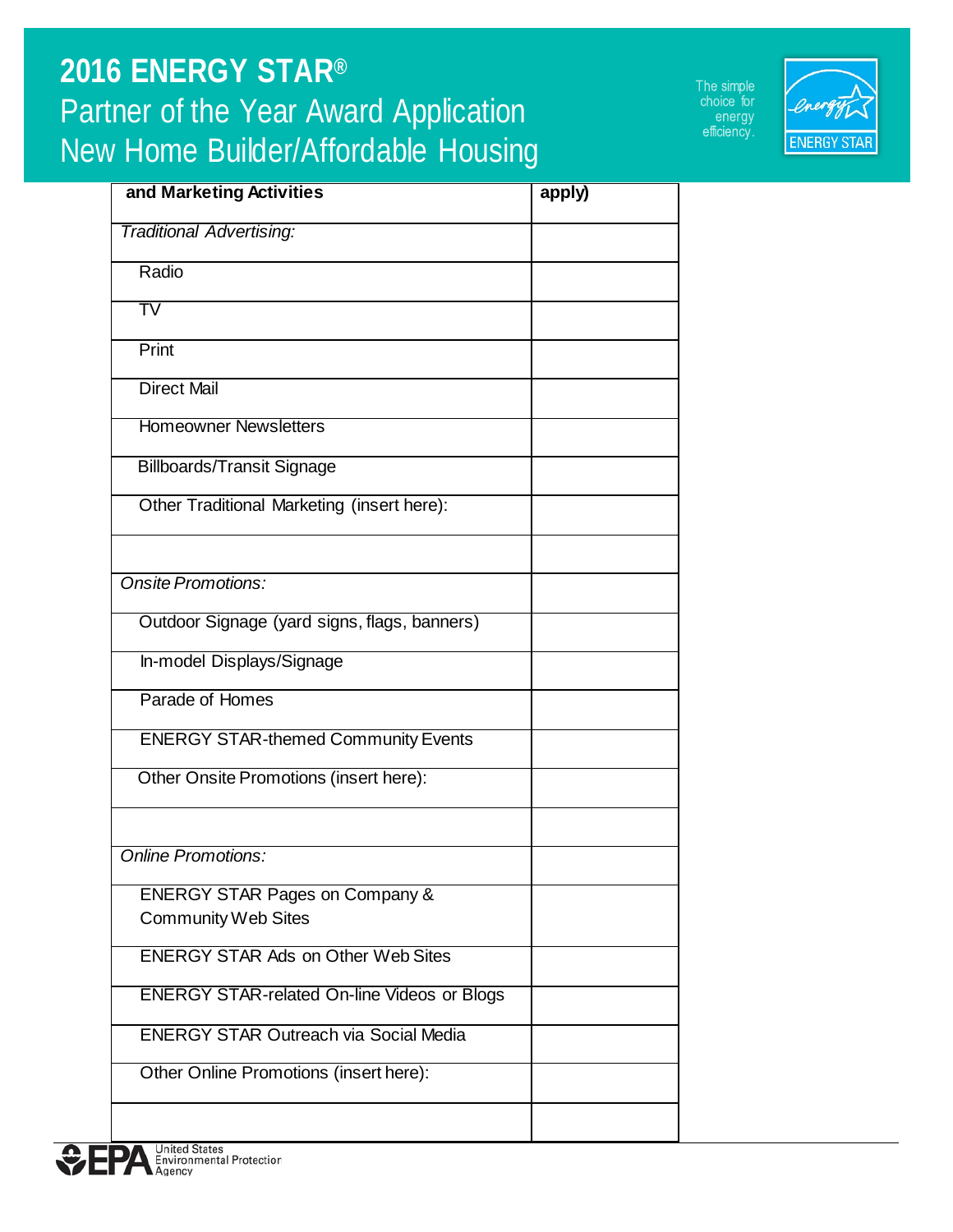# 2016 ENERGY STAR®

## Partner of the Year Award Application

## New Home Builder/Affordable Housing

| and Marketing Activities | apply) |
|---|---|
| *Traditional Advertising:* | |
| Radio | |
| TV | |
| Print | |
| Direct Mail | |
| Homeowner Newsletters | |
| Billboards/Transit Signage | |
| Other Traditional Marketing (insert here): | |
| | |
| *Onsite Promotions:* | |
| Outdoor Signage (yard signs, flags, banners) | |
| In-model Displays/Signage | |
| Parade of Homes | |
| ENERGY STAR-themed Community Events | |
| Other Onsite Promotions (insert here): | |
| | |
| *Online Promotions:* | |
| ENERGY STAR Pages on Company & Community Web Sites | |
| ENERGY STAR Ads on Other Web Sites | |
| ENERGY STAR-related On-line Videos or Blogs | |
| ENERGY STAR Outreach via Social Media | |
| Other Online Promotions (insert here): | |
| | |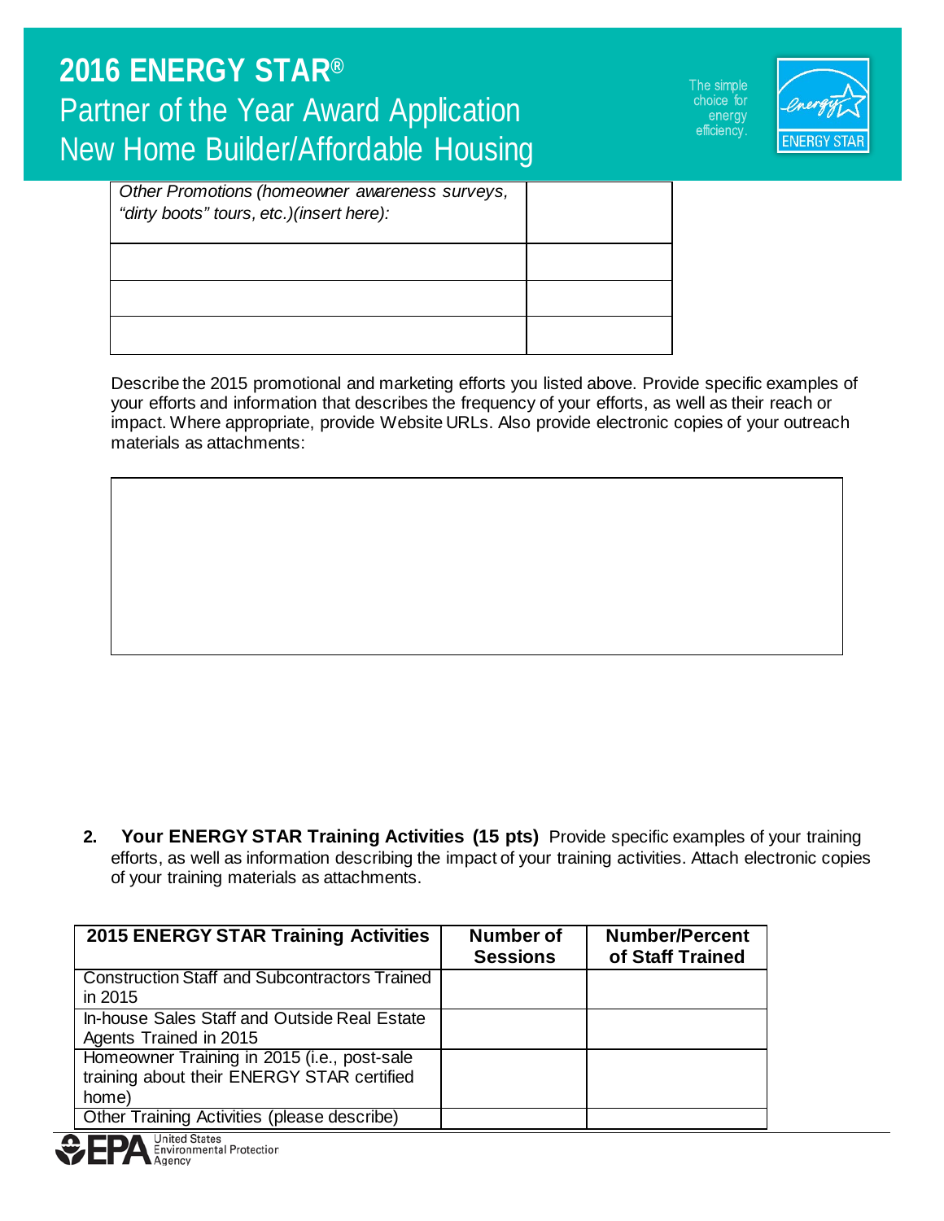| *Other Promotions (homeowner awareness surveys, "dirty boots" tours, etc.)(insert here):* | |
|---|---|
| | |
| | |
| | |

Describe the 2015 promotional and marketing efforts you listed above. Provide specific examples of your efforts and information that describes the frequency of your efforts, as well as their reach or impact. Where appropriate, provide Website URLs. Also provide electronic copies of your outreach materials as attachments:

| |
|---|
| |

2. **Your ENERGY STAR Training Activities (15 pts)** Provide specific examples of your training efforts, as well as information describing the impact of your training activities. Attach electronic copies of your training materials as attachments.

| 2015 ENERGY STAR Training Activities | Number of Sessions | Number/Percent of Staff Trained |
|---|---|---|
| Construction Staff and Subcontractors Trained in 2015 | | |
| In-house Sales Staff and Outside Real Estate Agents Trained in 2015 | | |
| Homeowner Training in 2015 (i.e., post-sale training about their ENERGY STAR certified home) | | |
| Other Training Activities (please describe) | | |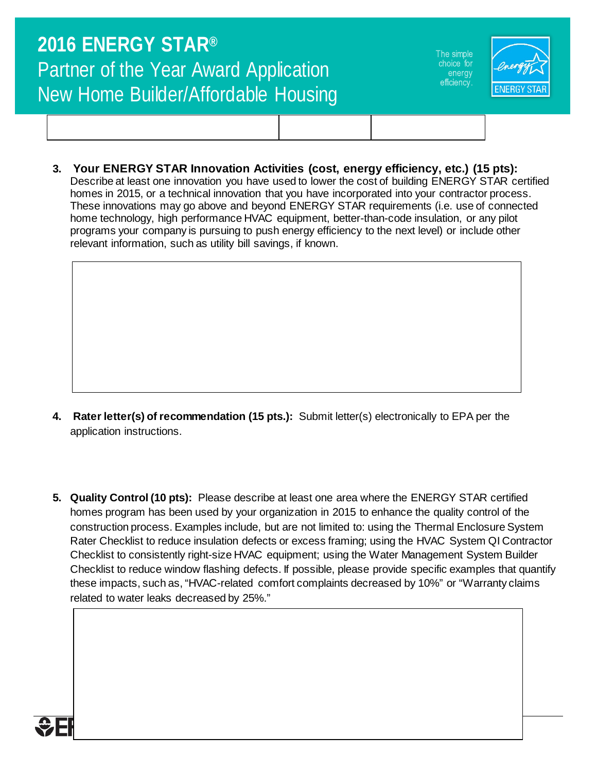# 2016 ENERGY STAR®

## Partner of the Year Award Application

## New Home Builder/Affordable Housing

| | | |
|---|---|---|
| | | |

3. **Your ENERGY STAR Innovation Activities (cost, energy efficiency, etc.) (15 pts):** Describe at least one innovation you have used to lower the cost of building ENERGY STAR certified homes in 2015, or a technical innovation that you have incorporated into your contractor process. These innovations may go above and beyond ENERGY STAR requirements (i.e. use of connected home technology, high performance HVAC equipment, better-than-code insulation, or any pilot programs your company is pursuing to push energy efficiency to the next level) or include other relevant information, such as utility bill savings, if known.

| |
|---|
| |

4. **Rater letter(s) of recommendation (15 pts.):** Submit letter(s) electronically to EPA per the application instructions.

5. **Quality Control (10 pts):** Please describe at least one area where the ENERGY STAR certified homes program has been used by your organization in 2015 to enhance the quality control of the construction process. Examples include, but are not limited to: using the Thermal Enclosure System Rater Checklist to reduce insulation defects or excess framing; using the HVAC System QI Contractor Checklist to consistently right-size HVAC equipment; using the Water Management System Builder Checklist to reduce window flashing defects. If possible, please provide specific examples that quantify these impacts, such as, "HVAC-related comfort complaints decreased by 10%" or "Warranty claims related to water leaks decreased by 25%."

| |
|---|
| |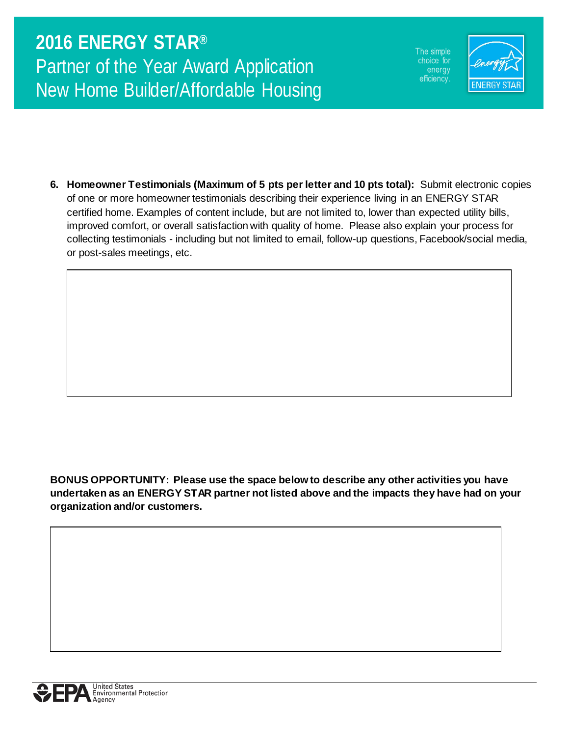# 2016 ENERGY STAR®

## Partner of the Year Award Application New Home Builder/Affordable Housing

6. **Homeowner Testimonials (Maximum of 5 pts per letter and 10 pts total):** Submit electronic copies of one or more homeowner testimonials describing their experience living in an ENERGY STAR certified home. Examples of content include, but are not limited to, lower than expected utility bills, improved comfort, or overall satisfaction with quality of home. Please also explain your process for collecting testimonials - including but not limited to email, follow-up questions, Facebook/social media, or post-sales meetings, etc.

**BONUS OPPORTUNITY: Please use the space below to describe any other activities you have undertaken as an ENERGY STAR partner not listed above and the impacts they have had on your organization and/or customers.**